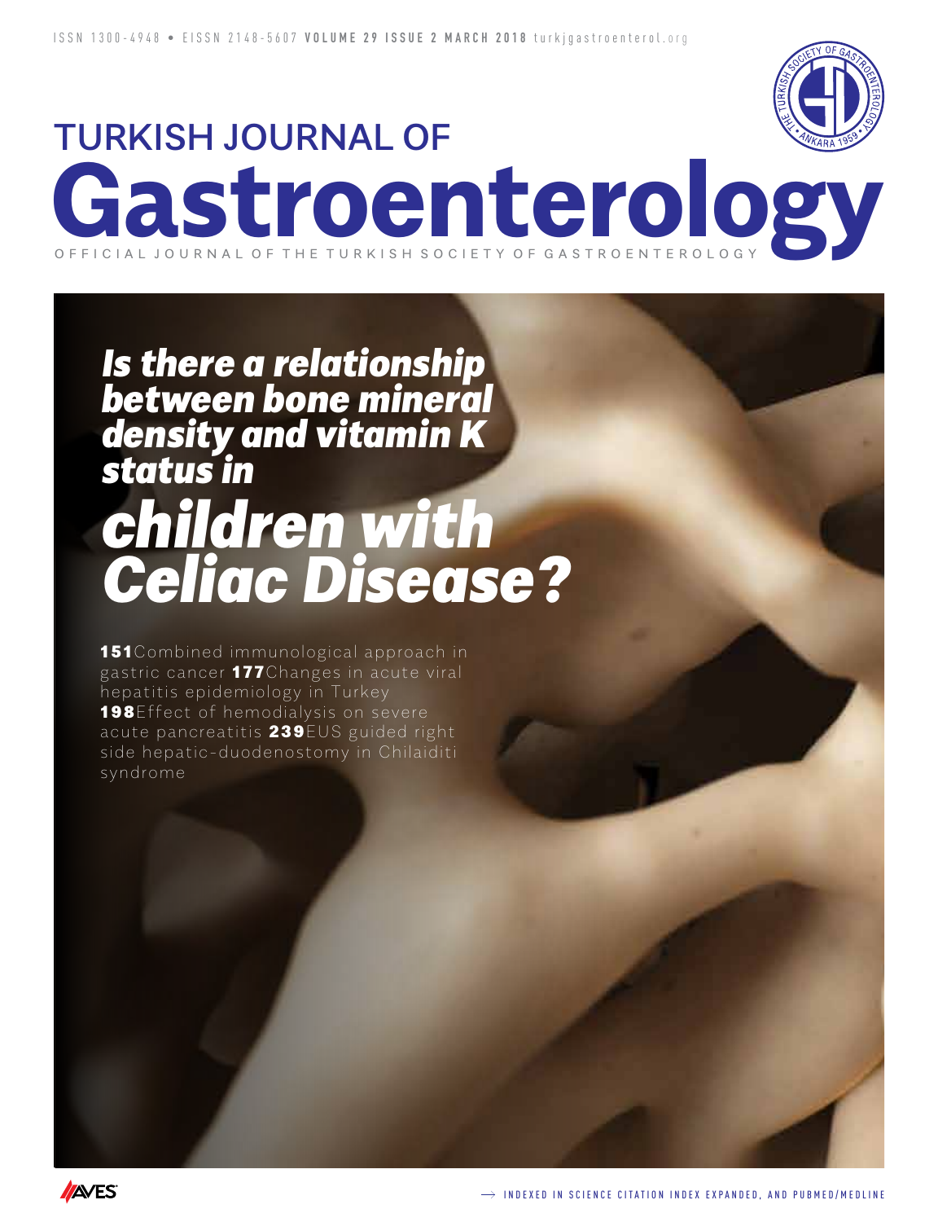ISSN 1300-4948 • EISSN 2148-5607 **VOLUME 29 ISSUE 2 MARCH 2018** turkjgastroenterol.org

# TURKISH JOURNAL OF Gastroenterology

OFFICIAL JOURNAL OF THE TURKISH SOCIETY OF GASTROENTEROLOGY

THE TURKISH SOCIETY OF GASTROENTEROLOGY • ANKARA 1959 •

## *Is there a relationship between bone mineral density and vitamin K status in children with Celiac Disease?*

**151** Combined immunological approach in gastric cancer **177** Changes in acute viral hepatitis epidemiology in Turkey **198** Effect of hemodialysis on severe acute pancreatitis **239** EUS guided right side hepatic-duodenostomy in Chilaiditi syndrome

AVES

→ INDEXED IN SCIENCE CITATION INDEX EXPANDED, AND PUBMED/MEDLINE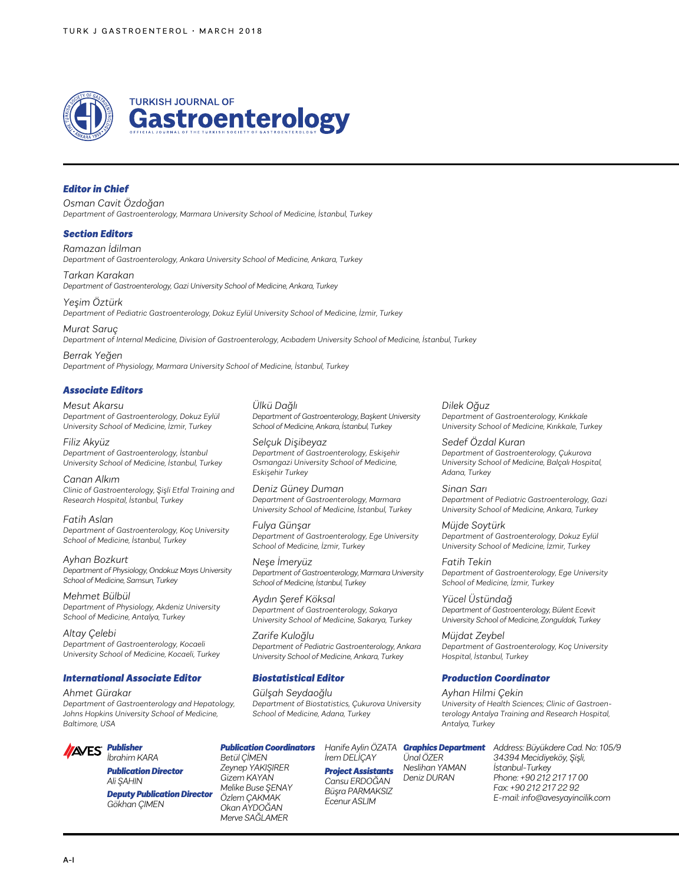# TURKISH JOURNAL OF Gastroenterology

OFFICIAL JOURNAL OF THE TURKISH SOCIETY OF GASTROENTEROLOGY

### *Editor in Chief*

Osman Cavit Özdoğan
*Department of Gastroenterology, Marmara University School of Medicine, İstanbul, Turkey*

### *Section Editors*

Ramazan İdilman
*Department of Gastroenterology, Ankara University School of Medicine, Ankara, Turkey*

Tarkan Karakan
*Department of Gastroenterology, Gazi University School of Medicine, Ankara, Turkey*

Yeşim Öztürk
*Department of Pediatric Gastroenterology, Dokuz Eylül University School of Medicine, İzmir, Turkey*

Murat Saruç
*Department of Internal Medicine, Division of Gastroenterology, Acıbadem University School of Medicine, İstanbul, Turkey*

Berrak Yeğen
*Department of Physiology, Marmara University School of Medicine, İstanbul, Turkey*

### *Associate Editors*

Mesut Akarsu
*Department of Gastroenterology, Dokuz Eylül University School of Medicine, İzmir, Turkey*

Filiz Akyüz
*Department of Gastroenterology, İstanbul University School of Medicine, İstanbul, Turkey*

Canan Alkım
*Clinic of Gastroenterology, Şişli Etfal Training and Research Hospital, İstanbul, Turkey*

Fatih Aslan
*Department of Gastroenterology, Koç University School of Medicine, İstanbul, Turkey*

Ayhan Bozkurt
*Department of Physiology, Ondokuz Mayıs University School of Medicine, Samsun, Turkey*

Mehmet Bülbül
*Department of Physiology, Akdeniz University School of Medicine, Antalya, Turkey*

Altay Çelebi
*Department of Gastroenterology, Kocaeli University School of Medicine, Kocaeli, Turkey*

Ülkü Dağlı
*Department of Gastroenterology, Başkent University School of Medicine, Ankara, İstanbul, Turkey*

Selçuk Dişibeyaz
*Department of Gastroenterology, Eskişehir Osmangazi University School of Medicine, Eskişehir Turkey*

Deniz Güney Duman
*Department of Gastroenterology, Marmara University School of Medicine, İstanbul, Turkey*

Fulya Günşar
*Department of Gastroenterology, Ege University School of Medicine, İzmir, Turkey*

Neşe İmeryüz
*Department of Gastroenterology, Marmara University School of Medicine, İstanbul, Turkey*

Aydın Şeref Köksal
*Department of Gastroenterology, Sakarya University School of Medicine, Sakarya, Turkey*

Zarife Kuloğlu
*Department of Pediatric Gastroenterology, Ankara University School of Medicine, Ankara, Turkey*

Dilek Oğuz
*Department of Gastroenterology, Kırıkkale University School of Medicine, Kırıkkale, Turkey*

Sedef Özdal Kuran
*Department of Gastroenterology, Çukurova University School of Medicine, Balçalı Hospital, Adana, Turkey*

Sinan Sarı
*Department of Pediatric Gastroenterology, Gazi University School of Medicine, Ankara, Turkey*

Müjde Soytürk
*Department of Gastroenterology, Dokuz Eylül University School of Medicine, İzmir, Turkey*

Fatih Tekin
*Department of Gastroenterology, Ege University School of Medicine, İzmir, Turkey*

Yücel Üstündağ
*Department of Gastroenterology, Bülent Ecevit University School of Medicine, Zonguldak, Turkey*

Müjdat Zeybel
*Department of Gastroenterology, Koç University Hospital, İstanbul, Turkey*

### *International Associate Editor*

Ahmet Gürakar
*Department of Gastroenterology and Hepatology, Johns Hopkins University School of Medicine, Baltimore, USA*

### *Biostatistical Editor*

Gülşah Seydaoğlu
*Department of Biostatistics, Çukurova University School of Medicine, Adana, Turkey*

### *Production Coordinator*

Ayhan Hilmi Çekin
*University of Health Sciences; Clinic of Gastroenterology Antalya Training and Research Hospital, Antalya, Turkey*

---

AVES

***Publisher***
*İbrahim KARA*

***Publication Director***
*Ali ŞAHIN*

***Deputy Publication Director***
*Gökhan ÇIMEN*

***Publication Coordinators***
*Betül ÇİMEN*
*Zeynep YAKIŞIRER*
*Gizem KAYAN*
*Melike Buse ŞENAY*
*Özlem ÇAKMAK*
*Okan AYDOĞAN*
*Merve SAĞLAMER*
*Hanife Aylin ÖZATA*
*İrem DELİÇAY*

***Project Assistants***
*Cansu ERDOĞAN*
*Büşra PARMAKSIZ*
*Ecenur ASLIM*

***Graphics Department***
*Ünal ÖZER*
*Neslihan YAMAN*
*Deniz DURAN*

*Address: Büyükdere Cad. No: 105/9 34394 Mecidiyeköy, Şişli, İstanbul-Turkey*
*Phone: +90 212 217 17 00*
*Fax: +90 212 217 22 92*
*E-mail: info@avesyayincilik.com*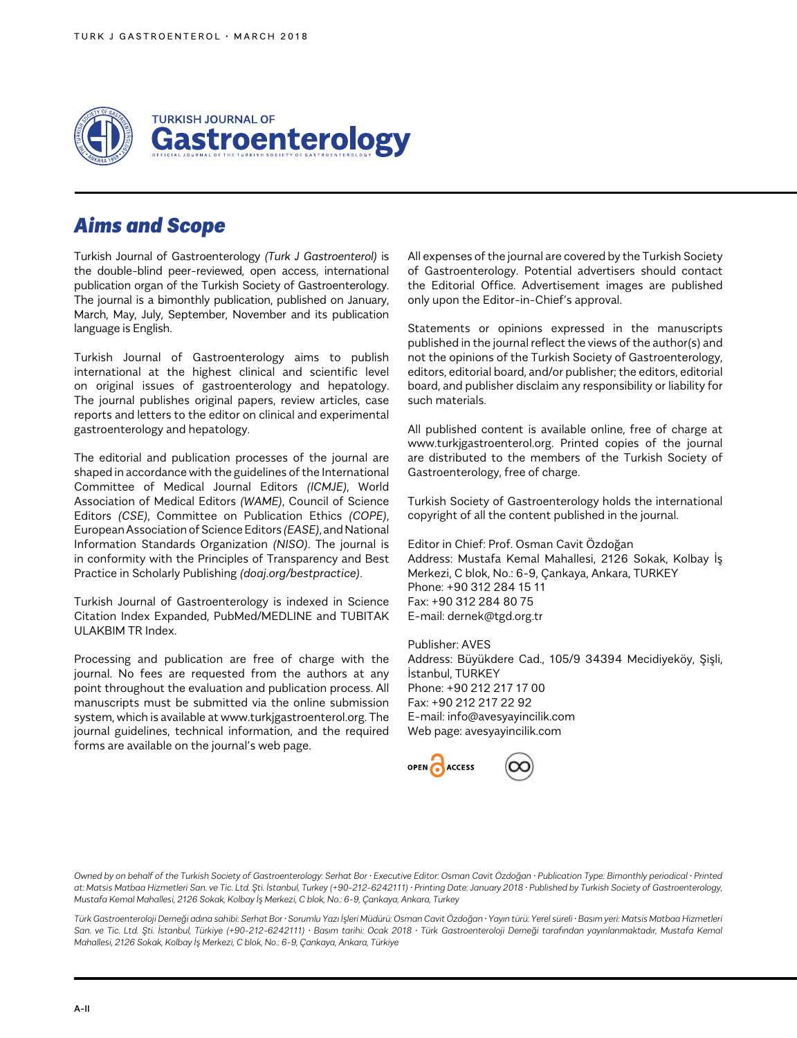# Aims and Scope

Turkish Journal of Gastroenterology *(Turk J Gastroenterol)* is the double-blind peer-reviewed, open access, international publication organ of the Turkish Society of Gastroenterology. The journal is a bimonthly publication, published on January, March, May, July, September, November and its publication language is English.

Turkish Journal of Gastroenterology aims to publish international at the highest clinical and scientific level on original issues of gastroenterology and hepatology. The journal publishes original papers, review articles, case reports and letters to the editor on clinical and experimental gastroenterology and hepatology.

The editorial and publication processes of the journal are shaped in accordance with the guidelines of the International Committee of Medical Journal Editors *(ICMJE)*, World Association of Medical Editors *(WAME)*, Council of Science Editors *(CSE)*, Committee on Publication Ethics *(COPE)*, European Association of Science Editors *(EASE)*, and National Information Standards Organization *(NISO)*. The journal is in conformity with the Principles of Transparency and Best Practice in Scholarly Publishing *(doaj.org/bestpractice)*.

Turkish Journal of Gastroenterology is indexed in Science Citation Index Expanded, PubMed/MEDLINE and TUBITAK ULAKBIM TR Index.

Processing and publication are free of charge with the journal. No fees are requested from the authors at any point throughout the evaluation and publication process. All manuscripts must be submitted via the online submission system, which is available at www.turkjgastroenterol.org. The journal guidelines, technical information, and the required forms are available on the journal's web page.

All expenses of the journal are covered by the Turkish Society of Gastroenterology. Potential advertisers should contact the Editorial Office. Advertisement images are published only upon the Editor-in-Chief's approval.

Statements or opinions expressed in the manuscripts published in the journal reflect the views of the author(s) and not the opinions of the Turkish Society of Gastroenterology, editors, editorial board, and/or publisher; the editors, editorial board, and publisher disclaim any responsibility or liability for such materials.

All published content is available online, free of charge at www.turkjgastroenterol.org. Printed copies of the journal are distributed to the members of the Turkish Society of Gastroenterology, free of charge.

Turkish Society of Gastroenterology holds the international copyright of all the content published in the journal.

Editor in Chief: Prof. Osman Cavit Özdoğan
Address: Mustafa Kemal Mahallesi, 2126 Sokak, Kolbay İş Merkezi, C blok, No.: 6-9, Çankaya, Ankara, TURKEY
Phone: +90 312 284 15 11
Fax: +90 312 284 80 75
E-mail: dernek@tgd.org.tr

Publisher: AVES
Address: Büyükdere Cad., 105/9 34394 Mecidiyeköy, Şişli, İstanbul, TURKEY
Phone: +90 212 217 17 00
Fax: +90 212 217 22 92
E-mail: info@avesyayincilik.com
Web page: avesyayincilik.com

*Owned by on behalf of the Turkish Society of Gastroenterology: Serhat Bor · Executive Editor: Osman Cavit Özdoğan · Publication Type: Bimonthly periodical · Printed at: Matsis Matbaa Hizmetleri San. ve Tic. Ltd. Şti. İstanbul, Turkey (+90-212-6242111) · Printing Date: January 2018 · Published by Turkish Society of Gastroenterology, Mustafa Kemal Mahallesi, 2126 Sokak, Kolbay İş Merkezi, C blok, No.: 6-9, Çankaya, Ankara, Turkey*

*Türk Gastroenteroloji Derneği adına sahibi: Serhat Bor · Sorumlu Yazı İşleri Müdürü: Osman Cavit Özdoğan · Yayın türü: Yerel süreli · Basım yeri: Matsis Matbaa Hizmetleri San. ve Tic. Ltd. Şti. İstanbul, Türkiye (+90-212-6242111) · Basım tarihi: Ocak 2018 · Türk Gastroenteroloji Derneği tarafından yayınlanmaktadır, Mustafa Kemal Mahallesi, 2126 Sokak, Kolbay İş Merkezi, C blok, No.: 6-9, Çankaya, Ankara, Türkiye*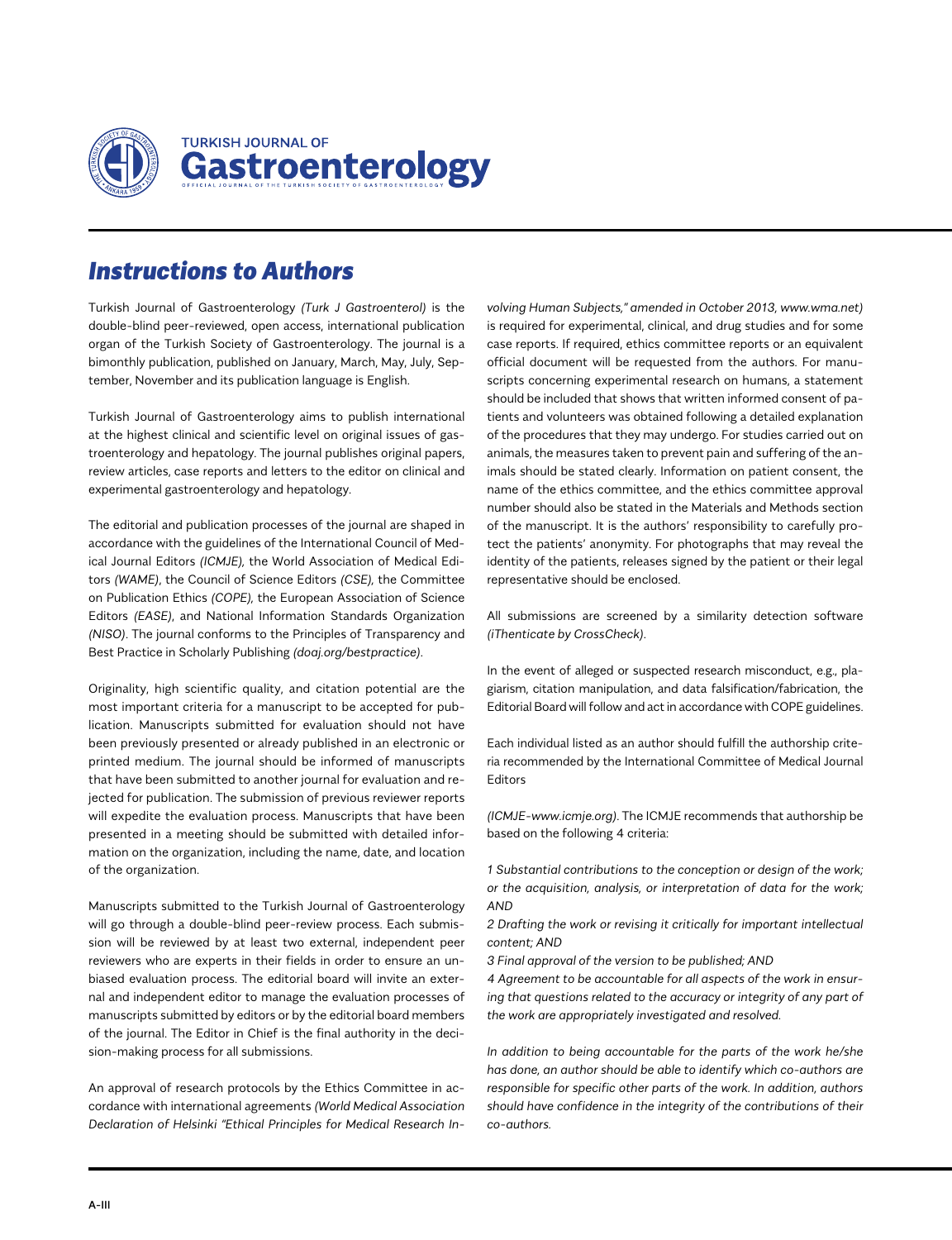## Instructions to Authors

Turkish Journal of Gastroenterology *(Turk J Gastroenterol)* is the double-blind peer-reviewed, open access, international publication organ of the Turkish Society of Gastroenterology. The journal is a bimonthly publication, published on January, March, May, July, September, November and its publication language is English.

Turkish Journal of Gastroenterology aims to publish international at the highest clinical and scientific level on original issues of gastroenterology and hepatology. The journal publishes original papers, review articles, case reports and letters to the editor on clinical and experimental gastroenterology and hepatology.

The editorial and publication processes of the journal are shaped in accordance with the guidelines of the International Council of Medical Journal Editors *(ICMJE)*, the World Association of Medical Editors *(WAME)*, the Council of Science Editors *(CSE)*, the Committee on Publication Ethics *(COPE)*, the European Association of Science Editors *(EASE)*, and National Information Standards Organization *(NISO)*. The journal conforms to the Principles of Transparency and Best Practice in Scholarly Publishing *(doaj.org/bestpractice)*.

Originality, high scientific quality, and citation potential are the most important criteria for a manuscript to be accepted for publication. Manuscripts submitted for evaluation should not have been previously presented or already published in an electronic or printed medium. The journal should be informed of manuscripts that have been submitted to another journal for evaluation and rejected for publication. The submission of previous reviewer reports will expedite the evaluation process. Manuscripts that have been presented in a meeting should be submitted with detailed information on the organization, including the name, date, and location of the organization.

Manuscripts submitted to the Turkish Journal of Gastroenterology will go through a double-blind peer-review process. Each submission will be reviewed by at least two external, independent peer reviewers who are experts in their fields in order to ensure an unbiased evaluation process. The editorial board will invite an external and independent editor to manage the evaluation processes of manuscripts submitted by editors or by the editorial board members of the journal. The Editor in Chief is the final authority in the decision-making process for all submissions.

An approval of research protocols by the Ethics Committee in accordance with international agreements *(World Medical Association Declaration of Helsinki "Ethical Principles for Medical Research Involving Human Subjects," amended in October 2013, www.wma.net)* is required for experimental, clinical, and drug studies and for some case reports. If required, ethics committee reports or an equivalent official document will be requested from the authors. For manuscripts concerning experimental research on humans, a statement should be included that shows that written informed consent of patients and volunteers was obtained following a detailed explanation of the procedures that they may undergo. For studies carried out on animals, the measures taken to prevent pain and suffering of the animals should be stated clearly. Information on patient consent, the name of the ethics committee, and the ethics committee approval number should also be stated in the Materials and Methods section of the manuscript. It is the authors' responsibility to carefully protect the patients' anonymity. For photographs that may reveal the identity of the patients, releases signed by the patient or their legal representative should be enclosed.

All submissions are screened by a similarity detection software *(iThenticate by CrossCheck)*.

In the event of alleged or suspected research misconduct, e.g., plagiarism, citation manipulation, and data falsification/fabrication, the Editorial Board will follow and act in accordance with COPE guidelines.

Each individual listed as an author should fulfill the authorship criteria recommended by the International Committee of Medical Journal Editors

*(ICMJE-www.icmje.org)*. The ICMJE recommends that authorship be based on the following 4 criteria:

*1 Substantial contributions to the conception or design of the work; or the acquisition, analysis, or interpretation of data for the work; AND*

*2 Drafting the work or revising it critically for important intellectual content; AND*

*3 Final approval of the version to be published; AND*

*4 Agreement to be accountable for all aspects of the work in ensuring that questions related to the accuracy or integrity of any part of the work are appropriately investigated and resolved.*

*In addition to being accountable for the parts of the work he/she has done, an author should be able to identify which co-authors are responsible for specific other parts of the work. In addition, authors should have confidence in the integrity of the contributions of their co-authors.*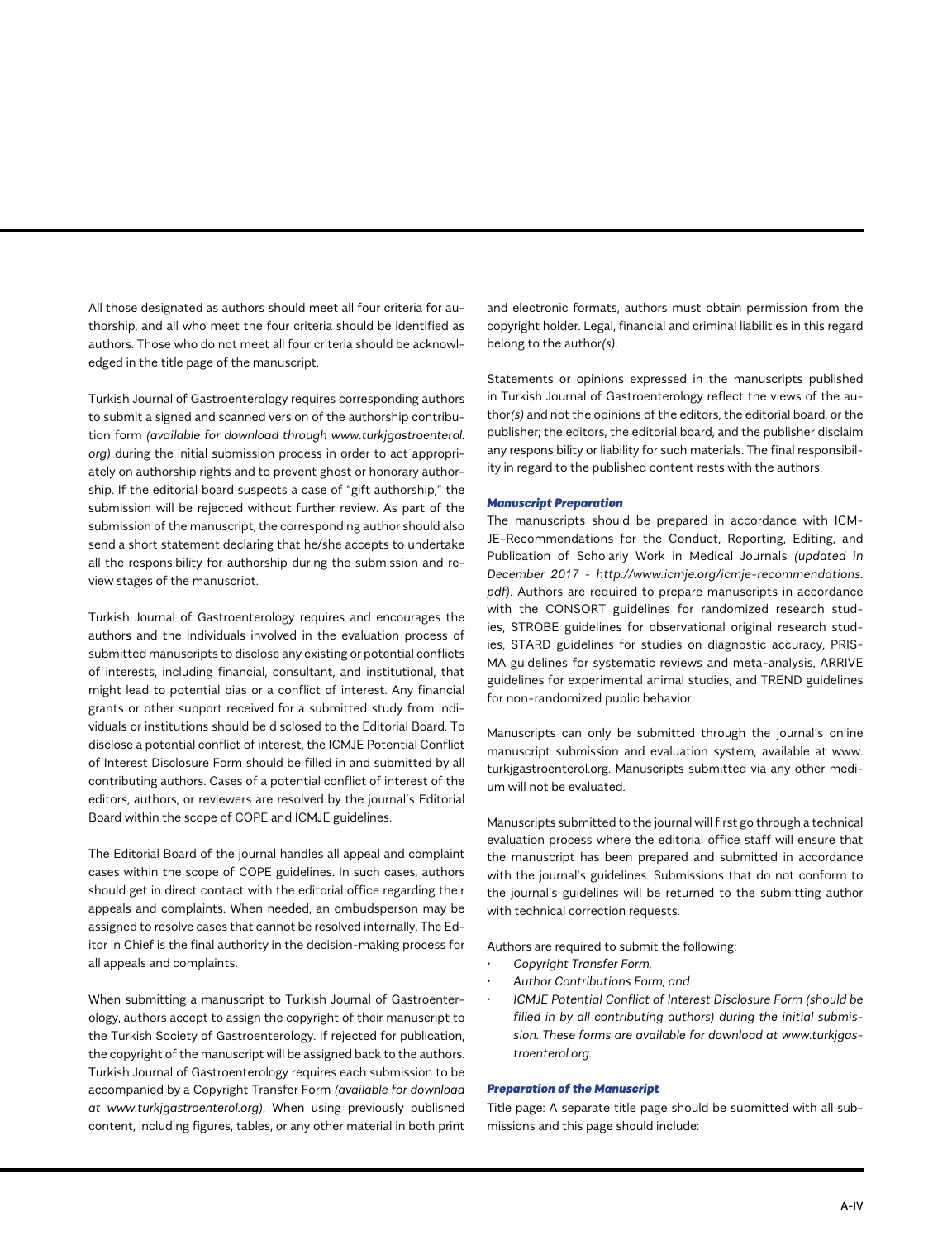All those designated as authors should meet all four criteria for authorship, and all who meet the four criteria should be identified as authors. Those who do not meet all four criteria should be acknowledged in the title page of the manuscript.

Turkish Journal of Gastroenterology requires corresponding authors to submit a signed and scanned version of the authorship contribution form *(available for download through www.turkjgastroenterol.org)* during the initial submission process in order to act appropriately on authorship rights and to prevent ghost or honorary authorship. If the editorial board suspects a case of "gift authorship," the submission will be rejected without further review. As part of the submission of the manuscript, the corresponding author should also send a short statement declaring that he/she accepts to undertake all the responsibility for authorship during the submission and review stages of the manuscript.

Turkish Journal of Gastroenterology requires and encourages the authors and the individuals involved in the evaluation process of submitted manuscripts to disclose any existing or potential conflicts of interests, including financial, consultant, and institutional, that might lead to potential bias or a conflict of interest. Any financial grants or other support received for a submitted study from individuals or institutions should be disclosed to the Editorial Board. To disclose a potential conflict of interest, the ICMJE Potential Conflict of Interest Disclosure Form should be filled in and submitted by all contributing authors. Cases of a potential conflict of interest of the editors, authors, or reviewers are resolved by the journal's Editorial Board within the scope of COPE and ICMJE guidelines.

The Editorial Board of the journal handles all appeal and complaint cases within the scope of COPE guidelines. In such cases, authors should get in direct contact with the editorial office regarding their appeals and complaints. When needed, an ombudsperson may be assigned to resolve cases that cannot be resolved internally. The Editor in Chief is the final authority in the decision-making process for all appeals and complaints.

When submitting a manuscript to Turkish Journal of Gastroenterology, authors accept to assign the copyright of their manuscript to the Turkish Society of Gastroenterology. If rejected for publication, the copyright of the manuscript will be assigned back to the authors. Turkish Journal of Gastroenterology requires each submission to be accompanied by a Copyright Transfer Form *(available for download at www.turkjgastroenterol.org)*. When using previously published content, including figures, tables, or any other material in both print and electronic formats, authors must obtain permission from the copyright holder. Legal, financial and criminal liabilities in this regard belong to the author*(s)*.

Statements or opinions expressed in the manuscripts published in Turkish Journal of Gastroenterology reflect the views of the author*(s)* and not the opinions of the editors, the editorial board, or the publisher; the editors, the editorial board, and the publisher disclaim any responsibility or liability for such materials. The final responsibility in regard to the published content rests with the authors.

***Manuscript Preparation***

The manuscripts should be prepared in accordance with ICMJE-Recommendations for the Conduct, Reporting, Editing, and Publication of Scholarly Work in Medical Journals *(updated in December 2017 - http://www.icmje.org/icmje-recommendations.pdf)*. Authors are required to prepare manuscripts in accordance with the CONSORT guidelines for randomized research studies, STROBE guidelines for observational original research studies, STARD guidelines for studies on diagnostic accuracy, PRISMA guidelines for systematic reviews and meta-analysis, ARRIVE guidelines for experimental animal studies, and TREND guidelines for non-randomized public behavior.

Manuscripts can only be submitted through the journal's online manuscript submission and evaluation system, available at www.turkjgastroenterol.org. Manuscripts submitted via any other medium will not be evaluated.

Manuscripts submitted to the journal will first go through a technical evaluation process where the editorial office staff will ensure that the manuscript has been prepared and submitted in accordance with the journal's guidelines. Submissions that do not conform to the journal's guidelines will be returned to the submitting author with technical correction requests.

Authors are required to submit the following:

- *Copyright Transfer Form,*
- *Author Contributions Form, and*
- *ICMJE Potential Conflict of Interest Disclosure Form (should be filled in by all contributing authors) during the initial submission. These forms are available for download at www.turkjgastroenterol.org.*

***Preparation of the Manuscript***

Title page: A separate title page should be submitted with all submissions and this page should include: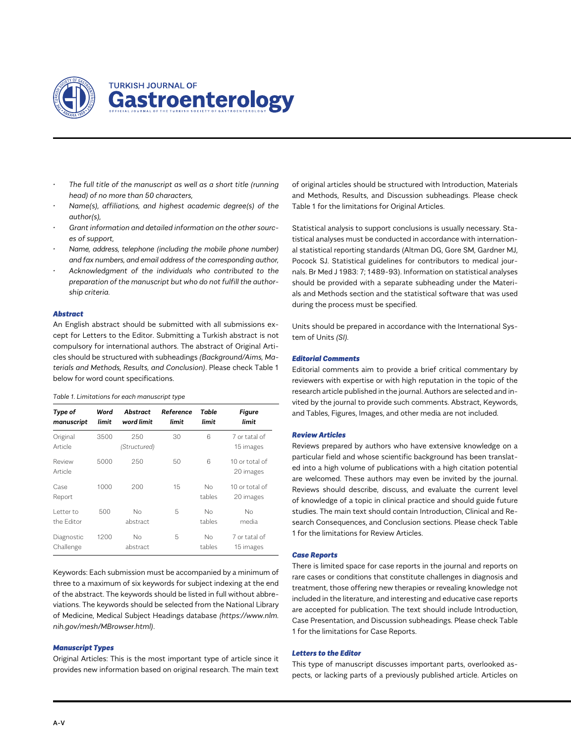- *The full title of the manuscript as well as a short title (running head) of no more than 50 characters,*
- *Name(s), affiliations, and highest academic degree(s) of the author(s),*
- *Grant information and detailed information on the other sources of support,*
- *Name, address, telephone (including the mobile phone number) and fax numbers, and email address of the corresponding author,*
- *Acknowledgment of the individuals who contributed to the preparation of the manuscript but who do not fulfill the authorship criteria.*

### Abstract

An English abstract should be submitted with all submissions except for Letters to the Editor. Submitting a Turkish abstract is not compulsory for international authors. The abstract of Original Articles should be structured with subheadings *(Background/Aims, Materials and Methods, Results, and Conclusion)*. Please check Table 1 below for word count specifications.

*Table 1. Limitations for each manuscript type*

| *Type of manuscript* | *Word limit* | *Abstract word limit* | *Reference limit* | *Table limit* | *Figure limit* |
|---|---|---|---|---|---|
| Original Article | 3500 | 250 *(Structured)* | 30 | 6 | 7 or tatal of 15 images |
| Review Article | 5000 | 250 | 50 | 6 | 10 or total of 20 images |
| Case Report | 1000 | 200 | 15 | No tables | 10 or total of 20 images |
| Letter to the Editor | 500 | No abstract | 5 | No tables | No media |
| Diagnostic Challenge | 1200 | No abstract | 5 | No tables | 7 or tatal of 15 images |

Keywords: Each submission must be accompanied by a minimum of three to a maximum of six keywords for subject indexing at the end of the abstract. The keywords should be listed in full without abbreviations. The keywords should be selected from the National Library of Medicine, Medical Subject Headings database *(https://www.nlm.nih.gov/mesh/MBrowser.html)*.

### Manuscript Types

Original Articles: This is the most important type of article since it provides new information based on original research. The main text of original articles should be structured with Introduction, Materials and Methods, Results, and Discussion subheadings. Please check Table 1 for the limitations for Original Articles.

Statistical analysis to support conclusions is usually necessary. Statistical analyses must be conducted in accordance with international statistical reporting standards (Altman DG, Gore SM, Gardner MJ, Pocock SJ. Statistical guidelines for contributors to medical journals. Br Med J 1983: 7; 1489-93). Information on statistical analyses should be provided with a separate subheading under the Materials and Methods section and the statistical software that was used during the process must be specified.

Units should be prepared in accordance with the International System of Units *(SI)*.

### Editorial Comments

Editorial comments aim to provide a brief critical commentary by reviewers with expertise or with high reputation in the topic of the research article published in the journal. Authors are selected and invited by the journal to provide such comments. Abstract, Keywords, and Tables, Figures, Images, and other media are not included.

### Review Articles

Reviews prepared by authors who have extensive knowledge on a particular field and whose scientific background has been translated into a high volume of publications with a high citation potential are welcomed. These authors may even be invited by the journal. Reviews should describe, discuss, and evaluate the current level of knowledge of a topic in clinical practice and should guide future studies. The main text should contain Introduction, Clinical and Research Consequences, and Conclusion sections. Please check Table 1 for the limitations for Review Articles.

### Case Reports

There is limited space for case reports in the journal and reports on rare cases or conditions that constitute challenges in diagnosis and treatment, those offering new therapies or revealing knowledge not included in the literature, and interesting and educative case reports are accepted for publication. The text should include Introduction, Case Presentation, and Discussion subheadings. Please check Table 1 for the limitations for Case Reports.

### Letters to the Editor

This type of manuscript discusses important parts, overlooked aspects, or lacking parts of a previously published article. Articles on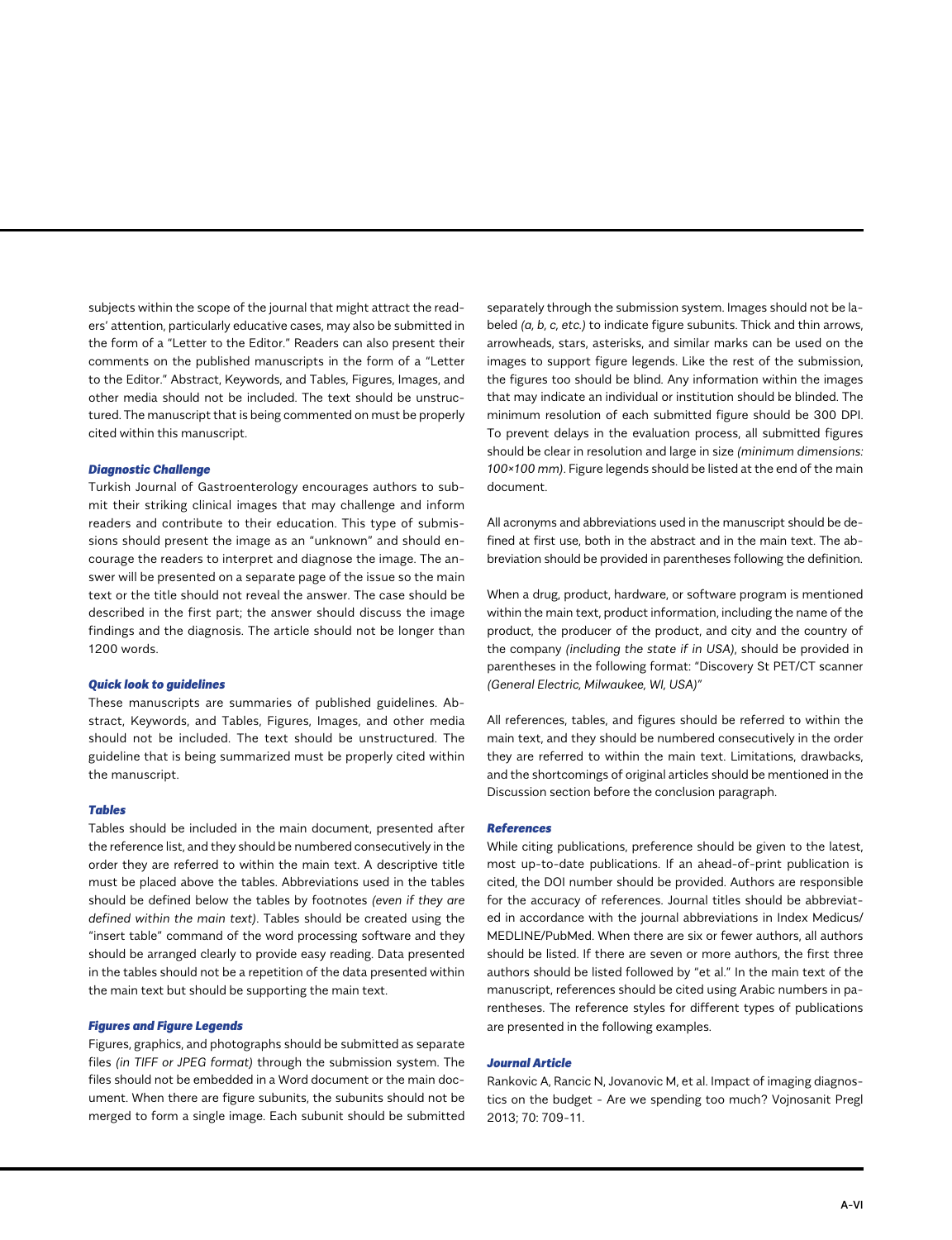subjects within the scope of the journal that might attract the readers' attention, particularly educative cases, may also be submitted in the form of a "Letter to the Editor." Readers can also present their comments on the published manuscripts in the form of a "Letter to the Editor." Abstract, Keywords, and Tables, Figures, Images, and other media should not be included. The text should be unstructured. The manuscript that is being commented on must be properly cited within this manuscript.

### *Diagnostic Challenge*

Turkish Journal of Gastroenterology encourages authors to submit their striking clinical images that may challenge and inform readers and contribute to their education. This type of submissions should present the image as an "unknown" and should encourage the readers to interpret and diagnose the image. The answer will be presented on a separate page of the issue so the main text or the title should not reveal the answer. The case should be described in the first part; the answer should discuss the image findings and the diagnosis. The article should not be longer than 1200 words.

### *Quick look to guidelines*

These manuscripts are summaries of published guidelines. Abstract, Keywords, and Tables, Figures, Images, and other media should not be included. The text should be unstructured. The guideline that is being summarized must be properly cited within the manuscript.

### *Tables*

Tables should be included in the main document, presented after the reference list, and they should be numbered consecutively in the order they are referred to within the main text. A descriptive title must be placed above the tables. Abbreviations used in the tables should be defined below the tables by footnotes *(even if they are defined within the main text)*. Tables should be created using the "insert table" command of the word processing software and they should be arranged clearly to provide easy reading. Data presented in the tables should not be a repetition of the data presented within the main text but should be supporting the main text.

### *Figures and Figure Legends*

Figures, graphics, and photographs should be submitted as separate files *(in TIFF or JPEG format)* through the submission system. The files should not be embedded in a Word document or the main document. When there are figure subunits, the subunits should not be merged to form a single image. Each subunit should be submitted separately through the submission system. Images should not be labeled *(a, b, c, etc.)* to indicate figure subunits. Thick and thin arrows, arrowheads, stars, asterisks, and similar marks can be used on the images to support figure legends. Like the rest of the submission, the figures too should be blind. Any information within the images that may indicate an individual or institution should be blinded. The minimum resolution of each submitted figure should be 300 DPI. To prevent delays in the evaluation process, all submitted figures should be clear in resolution and large in size *(minimum dimensions: 100×100 mm)*. Figure legends should be listed at the end of the main document.

All acronyms and abbreviations used in the manuscript should be defined at first use, both in the abstract and in the main text. The abbreviation should be provided in parentheses following the definition.

When a drug, product, hardware, or software program is mentioned within the main text, product information, including the name of the product, the producer of the product, and city and the country of the company *(including the state if in USA)*, should be provided in parentheses in the following format: "Discovery St PET/CT scanner *(General Electric, Milwaukee, WI, USA)*"

All references, tables, and figures should be referred to within the main text, and they should be numbered consecutively in the order they are referred to within the main text. Limitations, drawbacks, and the shortcomings of original articles should be mentioned in the Discussion section before the conclusion paragraph.

### *References*

While citing publications, preference should be given to the latest, most up-to-date publications. If an ahead-of-print publication is cited, the DOI number should be provided. Authors are responsible for the accuracy of references. Journal titles should be abbreviated in accordance with the journal abbreviations in Index Medicus/MEDLINE/PubMed. When there are six or fewer authors, all authors should be listed. If there are seven or more authors, the first three authors should be listed followed by "et al." In the main text of the manuscript, references should be cited using Arabic numbers in parentheses. The reference styles for different types of publications are presented in the following examples.

### *Journal Article*

Rankovic A, Rancic N, Jovanovic M, et al. Impact of imaging diagnostics on the budget - Are we spending too much? Vojnosanit Pregl 2013; 70: 709-11.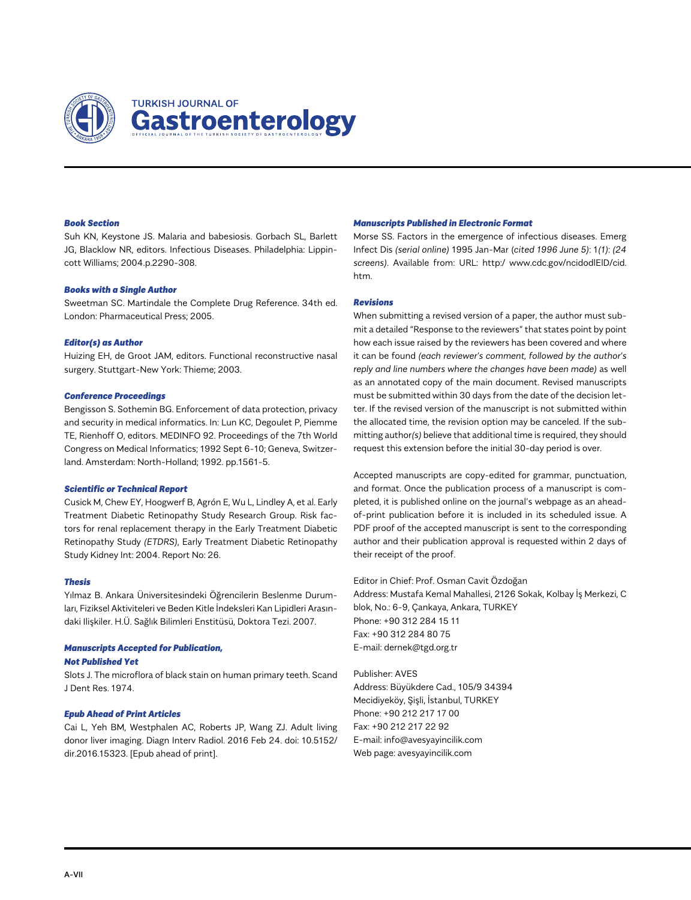***Book Section***

Suh KN, Keystone JS. Malaria and babesiosis. Gorbach SL, Barlett JG, Blacklow NR, editors. Infectious Diseases. Philadelphia: Lippincott Williams; 2004.p.2290-308.

***Books with a Single Author***

Sweetman SC. Martindale the Complete Drug Reference. 34th ed. London: Pharmaceutical Press; 2005.

***Editor(s) as Author***

Huizing EH, de Groot JAM, editors. Functional reconstructive nasal surgery. Stuttgart-New York: Thieme; 2003.

***Conference Proceedings***

Bengisson S. Sothemin BG. Enforcement of data protection, privacy and security in medical informatics. In: Lun KC, Degoulet P, Piemme TE, Rienhoff O, editors. MEDINFO 92. Proceedings of the 7th World Congress on Medical Informatics; 1992 Sept 6-10; Geneva, Switzerland. Amsterdam: North-Holland; 1992. pp.1561-5.

***Scientific or Technical Report***

Cusick M, Chew EY, Hoogwerf B, Agrón E, Wu L, Lindley A, et al. Early Treatment Diabetic Retinopathy Study Research Group. Risk factors for renal replacement therapy in the Early Treatment Diabetic Retinopathy Study *(ETDRS)*, Early Treatment Diabetic Retinopathy Study Kidney Int: 2004. Report No: 26.

***Thesis***

Yılmaz B. Ankara Üniversitesindeki Öğrencilerin Beslenme Durumları, Fiziksel Aktiviteleri ve Beden Kitle İndeksleri Kan Lipidleri Arasındaki Ilişkiler. H.Ü. Sağlık Bilimleri Enstitüsü, Doktora Tezi. 2007.

***Manuscripts Accepted for Publication, Not Published Yet***

Slots J. The microflora of black stain on human primary teeth. Scand J Dent Res. 1974.

***Epub Ahead of Print Articles***

Cai L, Yeh BM, Westphalen AC, Roberts JP, Wang ZJ. Adult living donor liver imaging. Diagn Interv Radiol. 2016 Feb 24. doi: 10.5152/dir.2016.15323. [Epub ahead of print].

***Manuscripts Published in Electronic Format***

Morse SS. Factors in the emergence of infectious diseases. Emerg Infect Dis *(serial online)* 1995 Jan-Mar (*cited 1996 June 5*): 1*(1)*: *(24 screens)*. Available from: URL: http:/ www.cdc.gov/ncidodlElD/cid.htm.

***Revisions***

When submitting a revised version of a paper, the author must submit a detailed "Response to the reviewers" that states point by point how each issue raised by the reviewers has been covered and where it can be found *(each reviewer's comment, followed by the author's reply and line numbers where the changes have been made)* as well as an annotated copy of the main document. Revised manuscripts must be submitted within 30 days from the date of the decision letter. If the revised version of the manuscript is not submitted within the allocated time, the revision option may be canceled. If the submitting author*(s)* believe that additional time is required, they should request this extension before the initial 30-day period is over.

Accepted manuscripts are copy-edited for grammar, punctuation, and format. Once the publication process of a manuscript is completed, it is published online on the journal's webpage as an ahead-of-print publication before it is included in its scheduled issue. A PDF proof of the accepted manuscript is sent to the corresponding author and their publication approval is requested within 2 days of their receipt of the proof.

Editor in Chief: Prof. Osman Cavit Özdoğan
Address: Mustafa Kemal Mahallesi, 2126 Sokak, Kolbay İş Merkezi, C blok, No.: 6-9, Çankaya, Ankara, TURKEY
Phone: +90 312 284 15 11
Fax: +90 312 284 80 75
E-mail: dernek@tgd.org.tr

Publisher: AVES
Address: Büyükdere Cad., 105/9 34394 Mecidiyeköy, Şişli, İstanbul, TURKEY
Phone: +90 212 217 17 00
Fax: +90 212 217 22 92
E-mail: info@avesyayincilik.com
Web page: avesyayincilik.com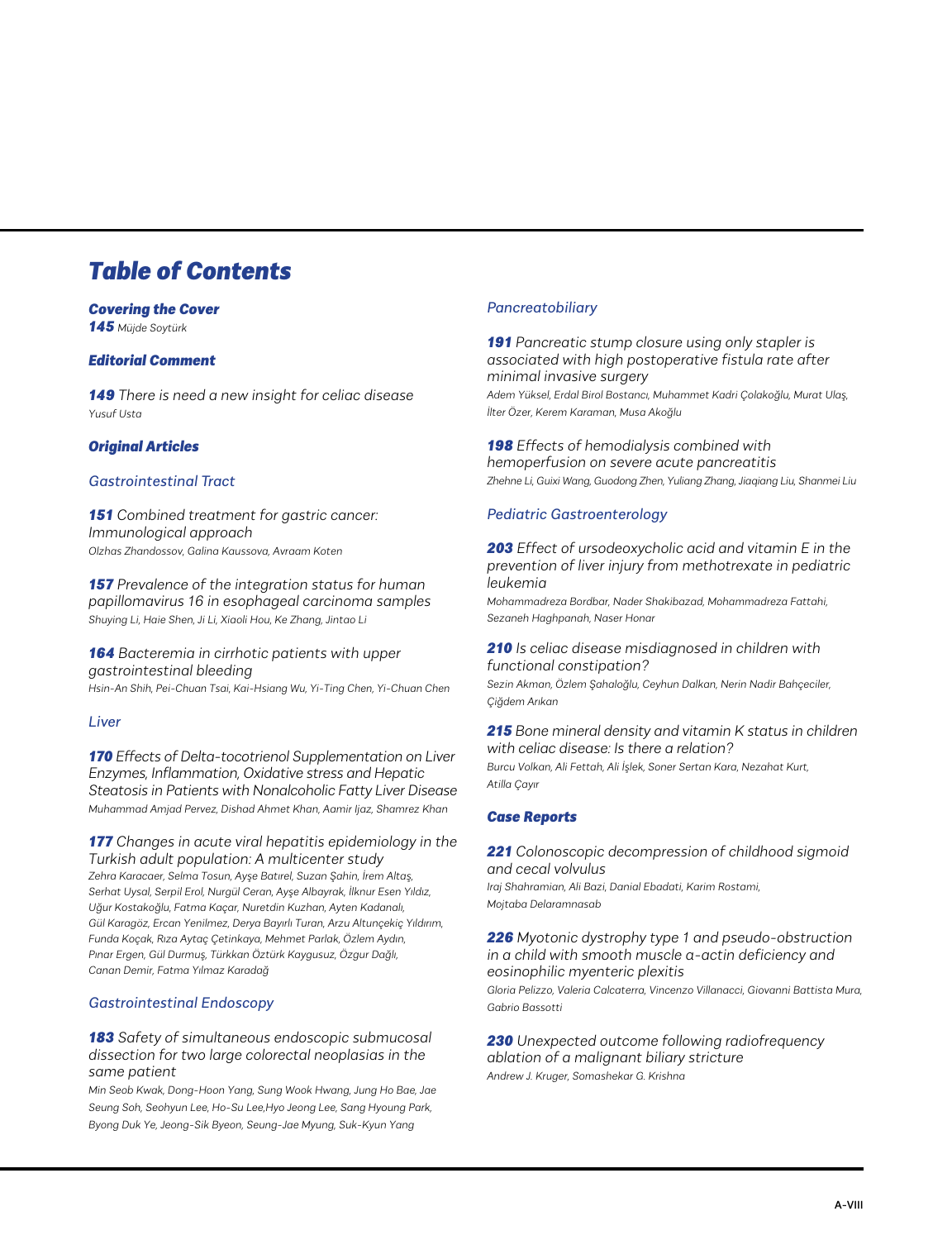# *Table of Contents*

## ***Covering the Cover***

***145*** *Müjde Soytürk*

## ***Editorial Comment***

***149*** *There is need a new insight for celiac disease*
*Yusuf Usta*

## ***Original Articles***

### *Gastrointestinal Tract*

***151*** *Combined treatment for gastric cancer: Immunological approach*
*Olzhas Zhandossov, Galina Kaussova, Avraam Koten*

***157*** *Prevalence of the integration status for human papillomavirus 16 in esophageal carcinoma samples*
*Shuying Li, Haie Shen, Ji Li, Xiaoli Hou, Ke Zhang, Jintao Li*

***164*** *Bacteremia in cirrhotic patients with upper gastrointestinal bleeding*
*Hsin-An Shih, Pei-Chuan Tsai, Kai-Hsiang Wu, Yi-Ting Chen, Yi-Chuan Chen*

### *Liver*

***170*** *Effects of Delta-tocotrienol Supplementation on Liver Enzymes, Inflammation, Oxidative stress and Hepatic Steatosis in Patients with Nonalcoholic Fatty Liver Disease*
*Muhammad Amjad Pervez, Dishad Ahmet Khan, Aamir Ijaz, Shamrez Khan*

***177*** *Changes in acute viral hepatitis epidemiology in the Turkish adult population: A multicenter study*
*Zehra Karacaer, Selma Tosun, Ayşe Batırel, Suzan Şahin, İrem Altaş, Serhat Uysal, Serpil Erol, Nurgül Ceran, Ayşe Albayrak, İlknur Esen Yıldız, Uğur Kostakoğlu, Fatma Kaçar, Nuretdin Kuzhan, Ayten Kadanalı, Gül Karagöz, Ercan Yenilmez, Derya Bayırlı Turan, Arzu Altunçekiç Yıldırım, Funda Koçak, Rıza Aytaç Çetinkaya, Mehmet Parlak, Özlem Aydın, Pınar Ergen, Gül Durmuş, Türkkan Öztürk Kaygusuz, Özgur Dağlı, Canan Demir, Fatma Yılmaz Karadağ*

### *Gastrointestinal Endoscopy*

***183*** *Safety of simultaneous endoscopic submucosal dissection for two large colorectal neoplasias in the same patient*
*Min Seob Kwak, Dong-Hoon Yang, Sung Wook Hwang, Jung Ho Bae, Jae Seung Soh, Seohyun Lee, Ho-Su Lee,Hyo Jeong Lee, Sang Hyoung Park, Byong Duk Ye, Jeong-Sik Byeon, Seung-Jae Myung, Suk-Kyun Yang*

### *Pancreatobiliary*

***191*** *Pancreatic stump closure using only stapler is associated with high postoperative fistula rate after minimal invasive surgery*
*Adem Yüksel, Erdal Birol Bostancı, Muhammet Kadri Çolakoğlu, Murat Ulaş, İlter Özer, Kerem Karaman, Musa Akoğlu*

***198*** *Effects of hemodialysis combined with hemoperfusion on severe acute pancreatitis*
*Zhehne Li, Guixi Wang, Guodong Zhen, Yuliang Zhang, Jiaqiang Liu, Shanmei Liu*

### *Pediatric Gastroenterology*

***203*** *Effect of ursodeoxycholic acid and vitamin E in the prevention of liver injury from methotrexate in pediatric leukemia*
*Mohammadreza Bordbar, Nader Shakibazad, Mohammadreza Fattahi, Sezaneh Haghpanah, Naser Honar*

***210*** *Is celiac disease misdiagnosed in children with functional constipation?*
*Sezin Akman, Özlem Şahaloğlu, Ceyhun Dalkan, Nerin Nadir Bahçeciler, Çiğdem Arıkan*

***215*** *Bone mineral density and vitamin K status in children with celiac disease: Is there a relation?*
*Burcu Volkan, Ali Fettah, Ali İşlek, Soner Sertan Kara, Nezahat Kurt, Atilla Çayır*

## ***Case Reports***

***221*** *Colonoscopic decompression of childhood sigmoid and cecal volvulus*
*Iraj Shahramian, Ali Bazi, Danial Ebadati, Karim Rostami, Mojtaba Delaramnasab*

***226*** *Myotonic dystrophy type 1 and pseudo-obstruction in a child with smooth muscle α-actin deficiency and eosinophilic myenteric plexitis*
*Gloria Pelizzo, Valeria Calcaterra, Vincenzo Villanacci, Giovanni Battista Mura, Gabrio Bassotti*

***230*** *Unexpected outcome following radiofrequency ablation of a malignant biliary stricture*
*Andrew J. Kruger, Somashekar G. Krishna*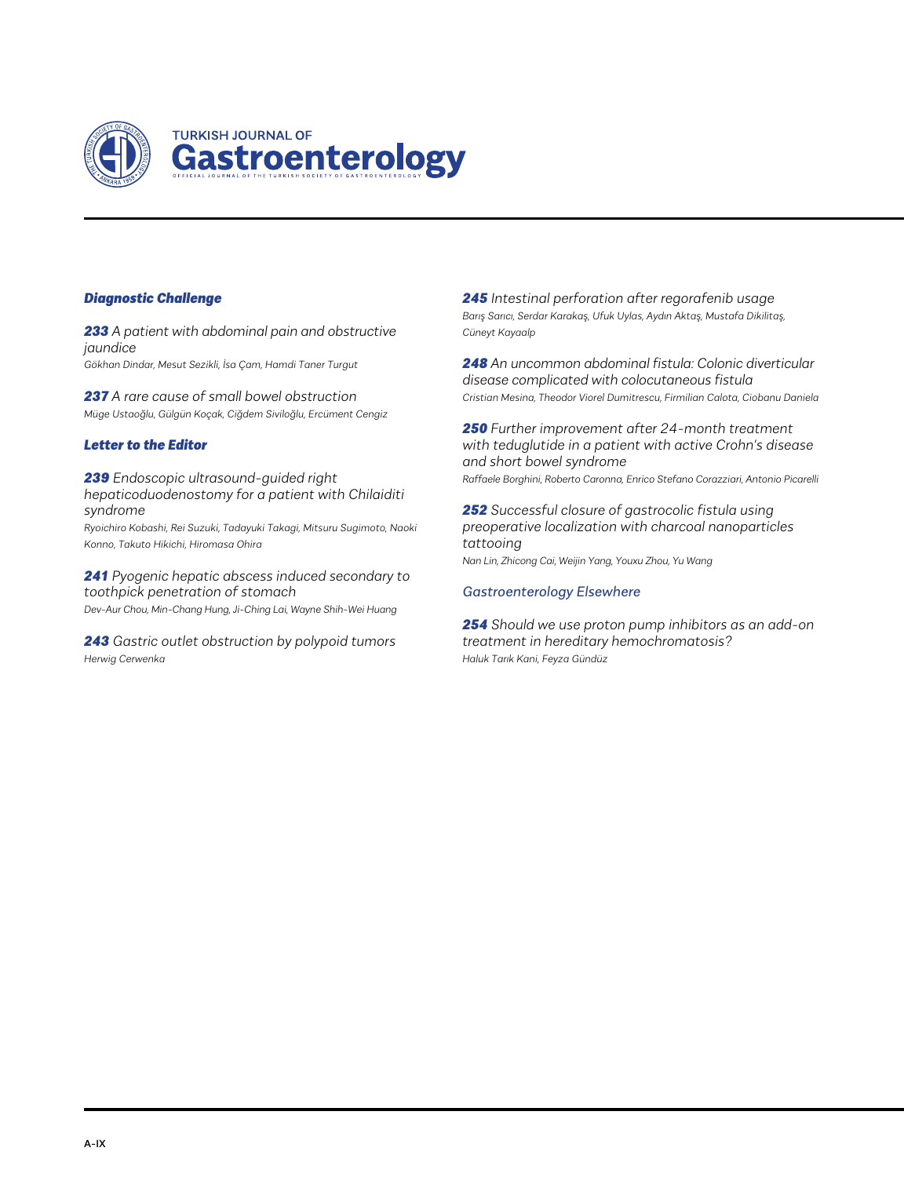# TURKISH JOURNAL OF Gastroenterology

OFFICIAL JOURNAL OF THE TURKISH SOCIETY OF GASTROENTEROLOGY

### *Diagnostic Challenge*

***233*** *A patient with abdominal pain and obstructive jaundice*
*Gökhan Dindar, Mesut Sezikli, İsa Çam, Hamdi Taner Turgut*

***237*** *A rare cause of small bowel obstruction*
*Müge Ustaoğlu, Gülgün Koçak, Ciğdem Siviloğlu, Ercüment Cengiz*

### *Letter to the Editor*

***239*** *Endoscopic ultrasound-guided right hepaticoduodenostomy for a patient with Chilaiditi syndrome*
*Ryoichiro Kobashi, Rei Suzuki, Tadayuki Takagi, Mitsuru Sugimoto, Naoki Konno, Takuto Hikichi, Hiromasa Ohira*

***241*** *Pyogenic hepatic abscess induced secondary to toothpick penetration of stomach*
*Dev-Aur Chou, Min-Chang Hung, Ji-Ching Lai, Wayne Shih-Wei Huang*

***243*** *Gastric outlet obstruction by polypoid tumors*
*Herwig Cerwenka*

***245*** *Intestinal perforation after regorafenib usage*
*Barış Sarıcı, Serdar Karakaş, Ufuk Uylas, Aydın Aktaş, Mustafa Dikilitaş, Cüneyt Kayaalp*

***248*** *An uncommon abdominal fistula: Colonic diverticular disease complicated with colocutaneous fistula*
*Cristian Mesina, Theodor Viorel Dumitrescu, Firmilian Calota, Ciobanu Daniela*

***250*** *Further improvement after 24-month treatment with teduglutide in a patient with active Crohn's disease and short bowel syndrome*
*Raffaele Borghini, Roberto Caronna, Enrico Stefano Corazziari, Antonio Picarelli*

***252*** *Successful closure of gastrocolic fistula using preoperative localization with charcoal nanoparticles tattooing*
*Nan Lin, Zhicong Cai, Weijin Yang, Youxu Zhou, Yu Wang*

### *Gastroenterology Elsewhere*

***254*** *Should we use proton pump inhibitors as an add-on treatment in hereditary hemochromatosis?*
*Haluk Tarık Kani, Feyza Gündüz*